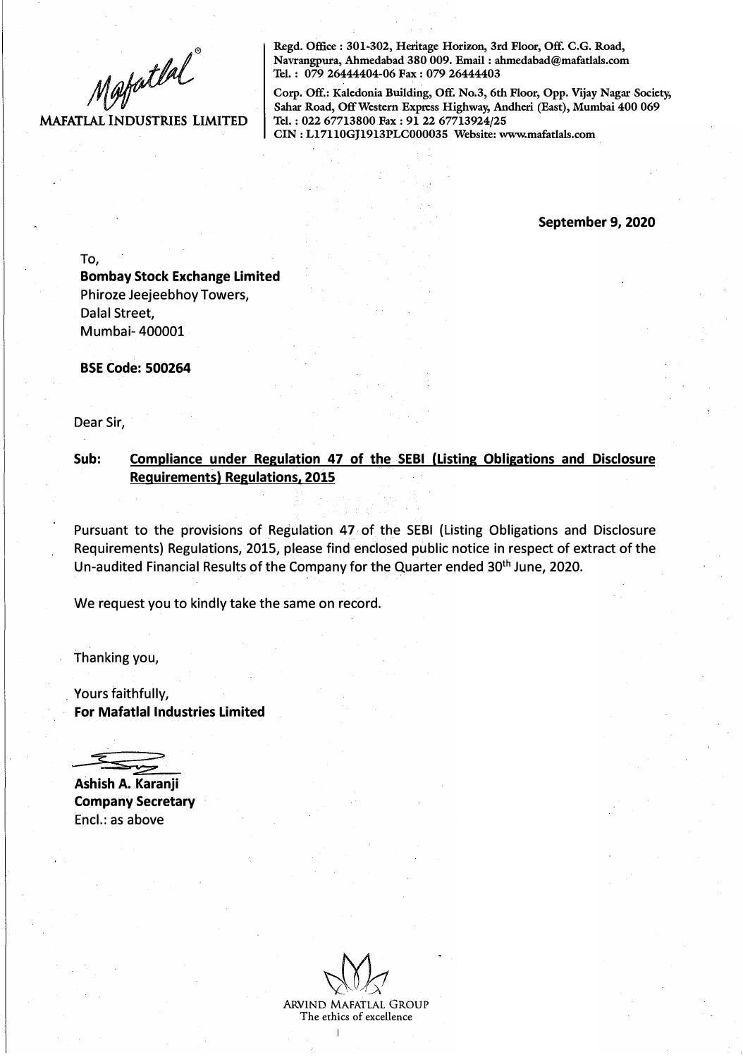**MAFATLAL INDUSTRIES LIMITED**

Regd. Office : 301-302, Heritage Horizon, 3rd Floor, Off. C.G. Road, Navrangpura, Ahmedabad 380 009. Email : ahmedabad@mafatlals.com
Tel. : 079 26444404-06 Fax : 079 26444403

Corp. Off.: Kaledonia Building, Off. No.3, 6th Floor, Opp. Vijay Nagar Society, Sahar Road, Off Western Express Highway, Andheri (East), Mumbai 400 069
Tel. : 022 67713800 Fax : 91 22 67713924/25
CIN : L17110GJ1913PLC000035 Website: www.mafatlals.com

**September 9, 2020**

To,
**Bombay Stock Exchange Limited**
Phiroze Jeejeebhoy Towers,
Dalal Street,
Mumbai- 400001

**BSE Code: 500264**

Dear Sir,

**Sub: Compliance under Regulation 47 of the SEBI (Listing Obligations and Disclosure Requirements) Regulations, 2015**

Pursuant to the provisions of Regulation 47 of the SEBI (Listing Obligations and Disclosure Requirements) Regulations, 2015, please find enclosed public notice in respect of extract of the Un-audited Financial Results of the Company for the Quarter ended 30th June, 2020.

We request you to kindly take the same on record.

Thanking you,

Yours faithfully,
**For Mafatlal Industries Limited**

**Ashish A. Karanji**
**Company Secretary**
Encl.: as above

ARVIND MAFATLAL GROUP
The ethics of excellence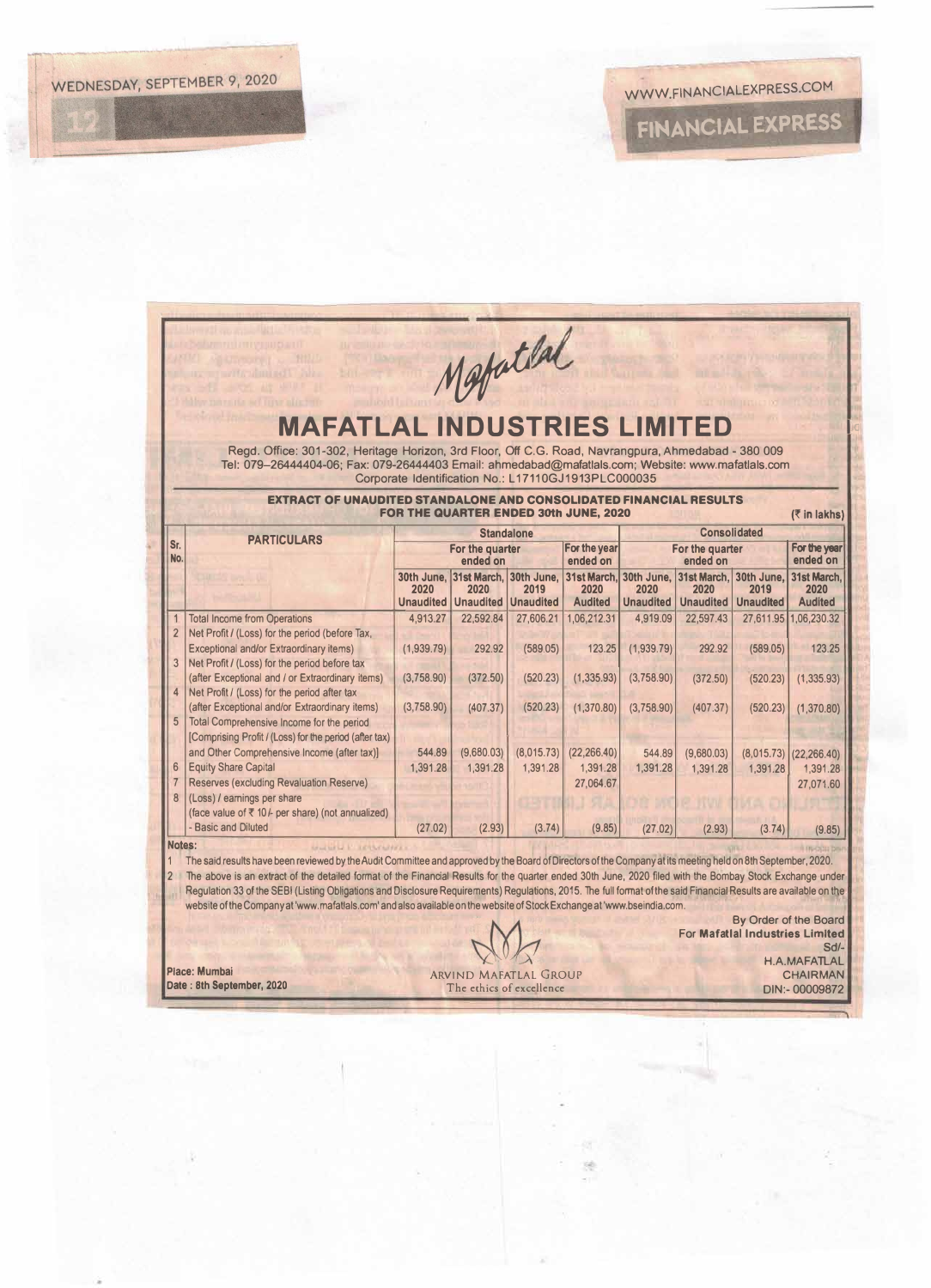Mafatlal

# MAFATLAL INDUSTRIES LIMITED

Regd. Office: 301-302, Heritage Horizon, 3rd Floor, Off C.G. Road, Navrangpura, Ahmedabad - 380 009
Tel: 079–26444404-06; Fax: 079-26444403 Email: ahmedabad@mafatlals.com; Website: www.mafatlals.com
Corporate Identification No.: L17110GJ1913PLC000035

**EXTRACT OF UNAUDITED STANDALONE AND CONSOLIDATED FINANCIAL RESULTS FOR THE QUARTER ENDED 30th JUNE, 2020**

(₹ in lakhs)

| Sr. No. | PARTICULARS | Standalone | | | | Consolidated | | | |
|---|---|---|---|---|---|---|---|---|---|
| | | For the quarter ended on | | | For the year ended on | For the quarter ended on | | | For the year ended on |
| | | 30th June, 2020 Unaudited | 31st March, 2020 Unaudited | 30th June, 2019 Unaudited | 31st March, 2020 Audited | 30th June, 2020 Unaudited | 31st March, 2020 Unaudited | 30th June, 2019 Unaudited | 31st March, 2020 Audited |
| 1 | Total Income from Operations | 4,913.27 | 22,592.84 | 27,606.21 | 1,06,212.31 | 4,919.09 | 22,597.43 | 27,611.95 | 1,06,230.32 |
| 2 | Net Profit / (Loss) for the period (before Tax, Exceptional and/or Extraordinary items) | (1,939.79) | 292.92 | (589.05) | 123.25 | (1,939.79) | 292.92 | (589.05) | 123.25 |
| 3 | Net Profit / (Loss) for the period before tax (after Exceptional and / or Extraordinary items) | (3,758.90) | (372.50) | (520.23) | (1,335.93) | (3,758.90) | (372.50) | (520.23) | (1,335.93) |
| 4 | Net Profit / (Loss) for the period after tax (after Exceptional and/or Extraordinary items) | (3,758.90) | (407.37) | (520.23) | (1,370.80) | (3,758.90) | (407.37) | (520.23) | (1,370.80) |
| 5 | Total Comprehensive Income for the period [Comprising Profit / (Loss) for the period (after tax) and Other Comprehensive Income (after tax)] | 544.89 | (9,680.03) | (8,015.73) | (22,266.40) | 544.89 | (9,680.03) | (8,015.73) | (22,266.40) |
| 6 | Equity Share Capital | 1,391.28 | 1,391.28 | 1,391.28 | 1,391.28 | 1,391.28 | 1,391.28 | 1,391.28 | 1,391.28 |
| 7 | Reserves (excluding Revaluation Reserve) | | | | 27,064.67 | | | | 27,071.60 |
| 8 | (Loss) / earnings per share (face value of ₹ 10/- per share) (not annualized) - Basic and Diluted | (27.02) | (2.93) | (3.74) | (9.85) | (27.02) | (2.93) | (3.74) | (9.85) |

**Notes:**

1. The said results have been reviewed by the Audit Committee and approved by the Board of Directors of the Company at its meeting held on 8th September, 2020.
2. The above is an extract of the detailed format of the Financial Results for the quarter ended 30th June, 2020 filed with the Bombay Stock Exchange under Regulation 33 of the SEBI (Listing Obligations and Disclosure Requirements) Regulations, 2015. The full format of the said Financial Results are available on the website of the Company at 'www.mafatlals.com' and also available on the website of Stock Exchange at 'www.bseindia.com.

By Order of the Board
For **Mafatlal Industries Limited**
Sd/-
H.A.MAFATLAL
CHAIRMAN
DIN:- 00009872

Place: Mumbai
Date : 8th September, 2020

ARVIND MAFATLAL GROUP
The ethics of excellence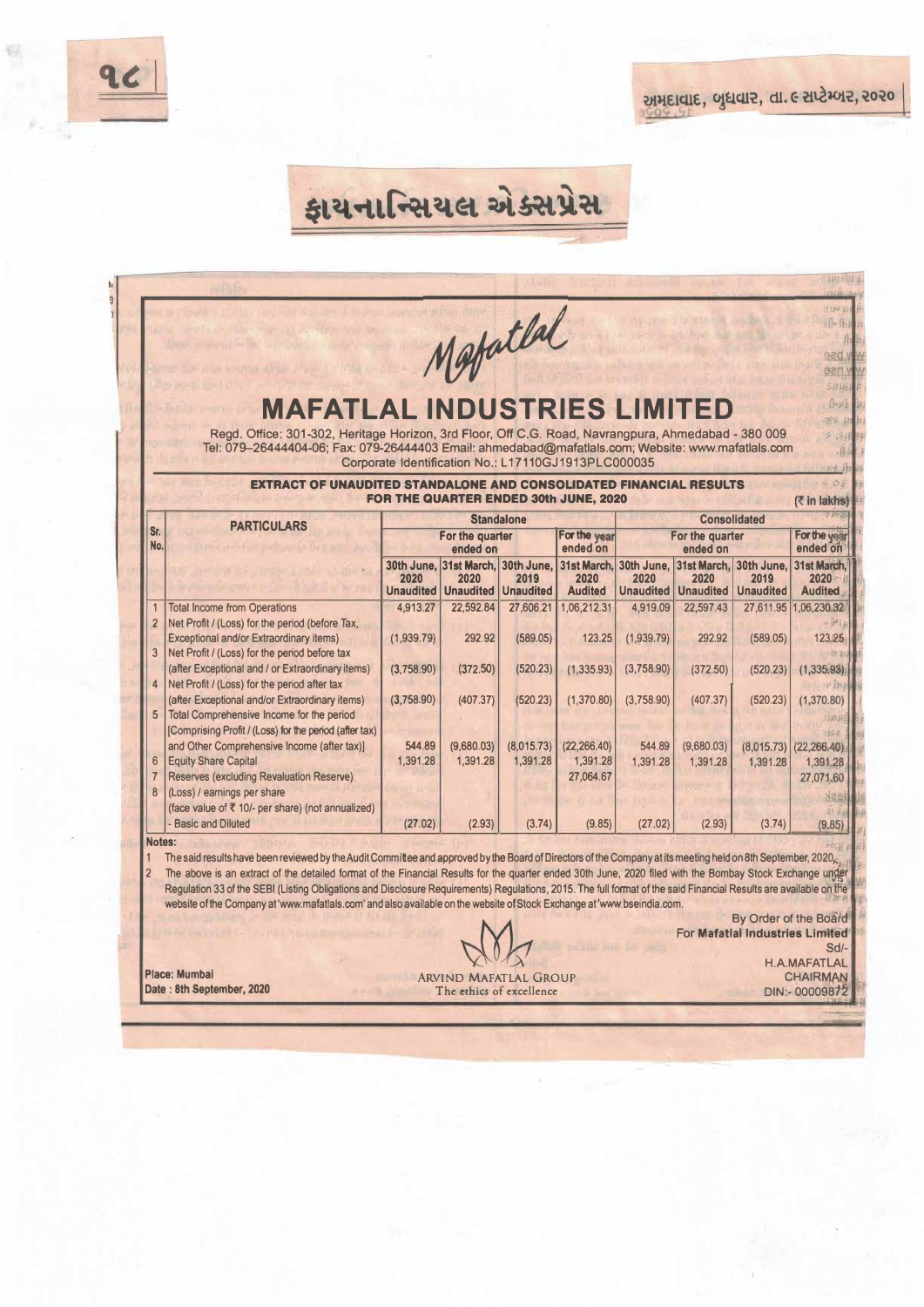અમદાવાદ, બુધવાર, તા. ૯ સપ્ટેમ્બર, ૨૦૨૦

# ફાયનાન્સિયલ એક્સપ્રેસ

Mafatlal

# MAFATLAL INDUSTRIES LIMITED

Regd. Office: 301-302, Heritage Horizon, 3rd Floor, Off C.G. Road, Navrangpura, Ahmedabad - 380 009
Tel: 079-26444404-06; Fax: 079-26444403 Email: ahmedabad@mafatlals.com; Website: www.mafatlals.com
Corporate Identification No.: L17110GJ1913PLC000035

**EXTRACT OF UNAUDITED STANDALONE AND CONSOLIDATED FINANCIAL RESULTS FOR THE QUARTER ENDED 30th JUNE, 2020**

(₹ in lakhs)

| Sr. No. | PARTICULARS | Standalone | | | | Consolidated | | | |
|---|---|---|---|---|---|---|---|---|---|
| | | For the quarter ended on | | | For the year ended on | For the quarter ended on | | | For the year ended on |
| | | 30th June, 2020 Unaudited | 31st March, 2020 Unaudited | 30th June, 2019 Unaudited | 31st March, 2020 Audited | 30th June, 2020 Unaudited | 31st March, 2020 Unaudited | 30th June, 2019 Unaudited | 31st March, 2020 Audited |
| 1 | Total Income from Operations | 4,913.27 | 22,592.84 | 27,606.21 | 1,06,212.31 | 4,919.09 | 22,597.43 | 27,611.95 | 1,06,230.32 |
| 2 | Net Profit / (Loss) for the period (before Tax, Exceptional and/or Extraordinary items) | (1,939.79) | 292.92 | (589.05) | 123.25 | (1,939.79) | 292.92 | (589.05) | 123.25 |
| 3 | Net Profit / (Loss) for the period before tax (after Exceptional and / or Extraordinary items) | (3,758.90) | (372.50) | (520.23) | (1,335.93) | (3,758.90) | (372.50) | (520.23) | (1,335.93) |
| 4 | Net Profit / (Loss) for the period after tax (after Exceptional and/or Extraordinary items) | (3,758.90) | (407.37) | (520.23) | (1,370.80) | (3,758.90) | (407.37) | (520.23) | (1,370.80) |
| 5 | Total Comprehensive Income for the period [Comprising Profit / (Loss) for the period (after tax) and Other Comprehensive Income (after tax)] | 544.89 | (9,680.03) | (8,015.73) | (22,266.40) | 544.89 | (9,680.03) | (8,015.73) | (22,266.40) |
| 6 | Equity Share Capital | 1,391.28 | 1,391.28 | 1,391.28 | 1,391.28 | 1,391.28 | 1,391.28 | 1,391.28 | 1,391.28 |
| 7 | Reserves (excluding Revaluation Reserve) | | | | 27,064.67 | | | | 27,071.60 |
| 8 | (Loss) / earnings per share (face value of ₹ 10/- per share) (not annualized) - Basic and Diluted | (27.02) | (2.93) | (3.74) | (9.85) | (27.02) | (2.93) | (3.74) | (9.85) |

**Notes:**

1. The said results have been reviewed by the Audit Committee and approved by the Board of Directors of the Company at its meeting held on 8th September, 2020.
2. The above is an extract of the detailed format of the Financial Results for the quarter ended 30th June, 2020 filed with the Bombay Stock Exchange under Regulation 33 of the SEBI (Listing Obligations and Disclosure Requirements) Regulations, 2015. The full format of the said Financial Results are available on the website of the Company at 'www.mafatlals.com' and also available on the website of Stock Exchange at 'www.bseindia.com.

By Order of the Board
For Mafatlal Industries Limited
Sd/-
H.A.MAFATLAL
CHAIRMAN
DIN:- 00009872

ARVIND MAFATLAL GROUP
The ethics of excellence

Place: Mumbai
Date : 8th September, 2020